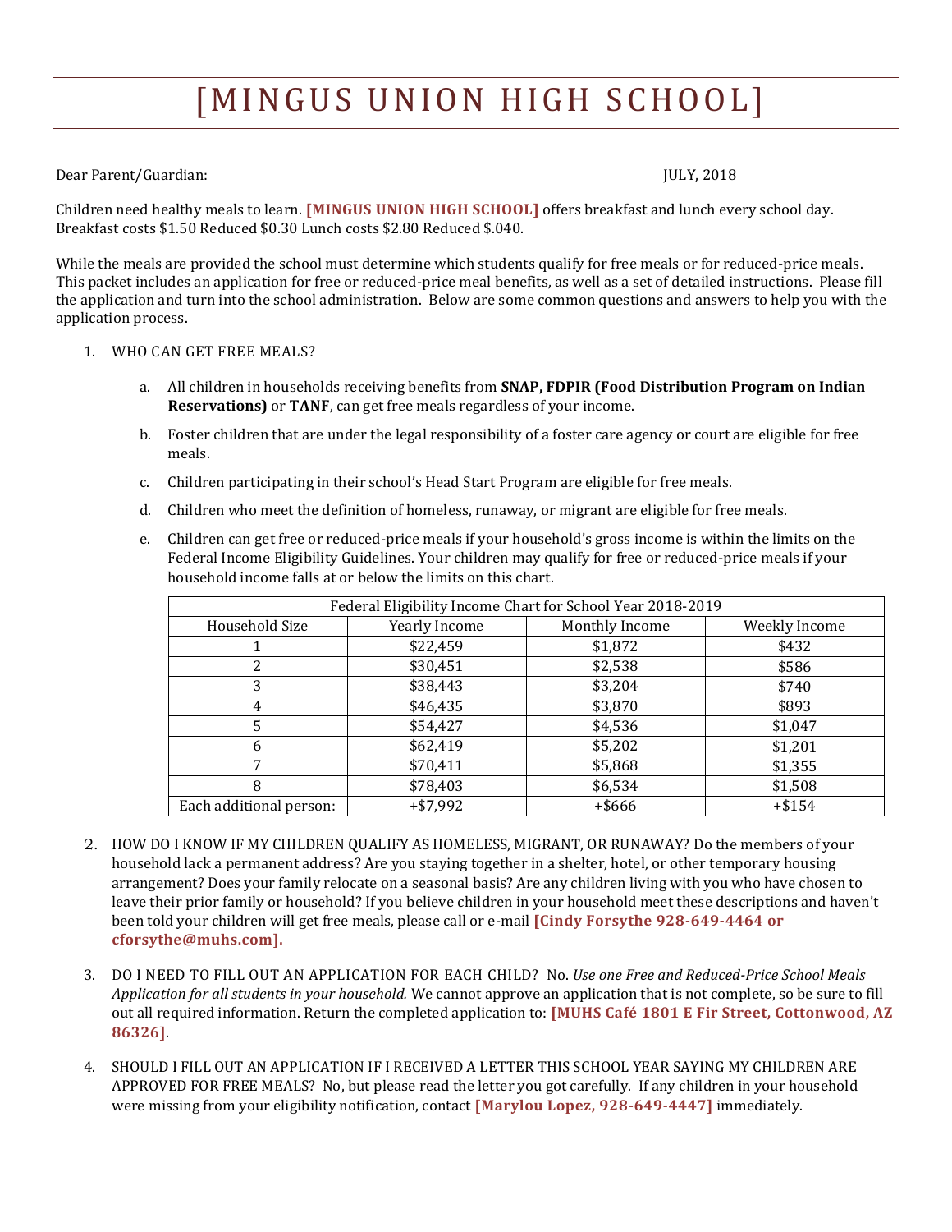# [MINGUS UNION HIGH SCHOOL]

Dear Parent/Guardian: JULY, 2018

Children need healthy meals to learn. **[MINGUS UNION HIGH SCHOOL]** offers breakfast and lunch every school day. Breakfast costs $1.50 Reduced $0.30 Lunch costs $2.80 Reduced $.040.

While the meals are provided the school must determine which students qualify for free meals or for reduced-price meals. This packet includes an application for free or reduced-price meal benefits, as well as a set of detailed instructions. Please fill the application and turn into the school administration. Below are some common questions and answers to help you with the application process.

1. WHO CAN GET FREE MEALS?

   a. All children in households receiving benefits from **SNAP, FDPIR (Food Distribution Program on Indian Reservations)** or **TANF**, can get free meals regardless of your income.

   b. Foster children that are under the legal responsibility of a foster care agency or court are eligible for free meals.

   c. Children participating in their school's Head Start Program are eligible for free meals.

   d. Children who meet the definition of homeless, runaway, or migrant are eligible for free meals.

   e. Children can get free or reduced-price meals if your household's gross income is within the limits on the Federal Income Eligibility Guidelines. Your children may qualify for free or reduced-price meals if your household income falls at or below the limits on this chart.

| Federal Eligibility Income Chart for School Year 2018-2019 | | | |
|---|---|---|---|
| Household Size | Yearly Income | Monthly Income | Weekly Income |
| 1 | $22,459 | $1,872 | $432 |
| 2 | $30,451 | $2,538 | $586 |
| 3 | $38,443 | $3,204 | $740 |
| 4 | $46,435 | $3,870 | $893 |
| 5 | $54,427 | $4,536 | $1,047 |
| 6 | $62,419 | $5,202 | $1,201 |
| 7 | $70,411 | $5,868 | $1,355 |
| 8 | $78,403 | $6,534 | $1,508 |
| Each additional person: | +$7,992 | +$666 | +$154 |

2. HOW DO I KNOW IF MY CHILDREN QUALIFY AS HOMELESS, MIGRANT, OR RUNAWAY? Do the members of your household lack a permanent address? Are you staying together in a shelter, hotel, or other temporary housing arrangement? Does your family relocate on a seasonal basis? Are any children living with you who have chosen to leave their prior family or household? If you believe children in your household meet these descriptions and haven't been told your children will get free meals, please call or e-mail **[Cindy Forsythe 928-649-4464 or cforsythe@muhs.com].**

3. DO I NEED TO FILL OUT AN APPLICATION FOR EACH CHILD? No. *Use one Free and Reduced-Price School Meals Application for all students in your household.* We cannot approve an application that is not complete, so be sure to fill out all required information. Return the completed application to: **[MUHS Café 1801 E Fir Street, Cottonwood, AZ 86326]**.

4. SHOULD I FILL OUT AN APPLICATION IF I RECEIVED A LETTER THIS SCHOOL YEAR SAYING MY CHILDREN ARE APPROVED FOR FREE MEALS? No, but please read the letter you got carefully. If any children in your household were missing from your eligibility notification, contact **[Marylou Lopez, 928-649-4447]** immediately.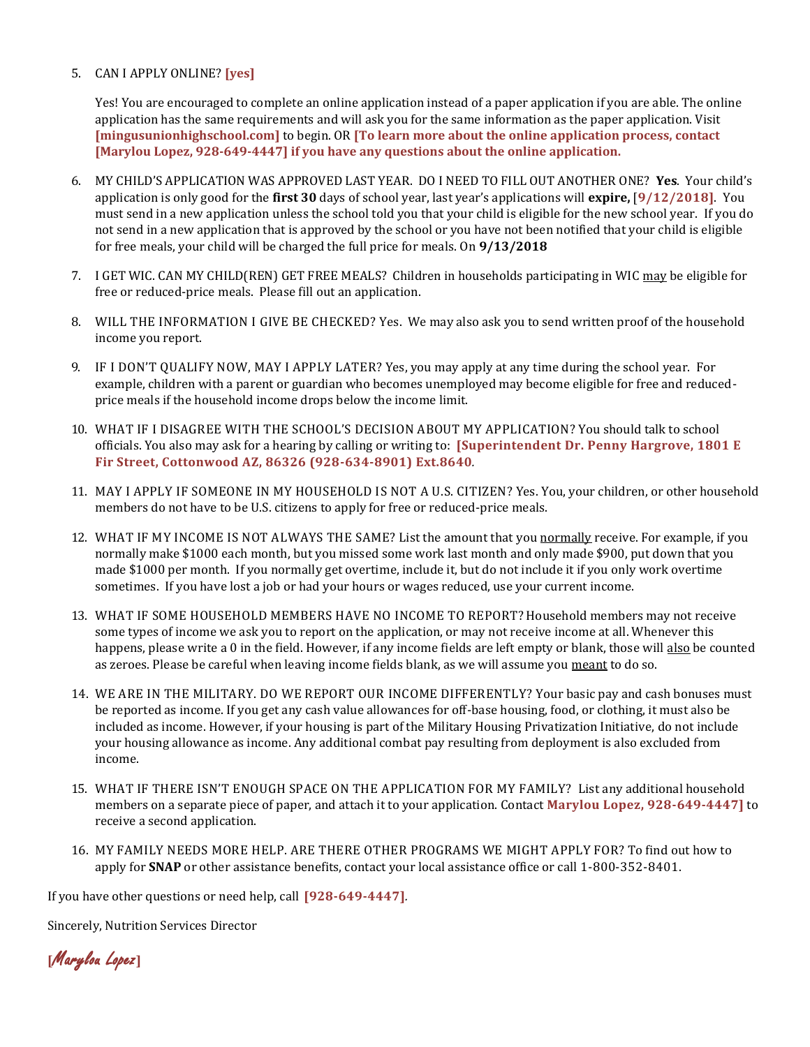5. CAN I APPLY ONLINE? **[yes]**

   Yes! You are encouraged to complete an online application instead of a paper application if you are able. The online application has the same requirements and will ask you for the same information as the paper application. Visit **[mingusunionhighschool.com]** to begin. OR **[To learn more about the online application process, contact [Marylou Lopez, 928-649-4447] if you have any questions about the online application.**

6. MY CHILD'S APPLICATION WAS APPROVED LAST YEAR. DO I NEED TO FILL OUT ANOTHER ONE? **Yes**. Your child's application is only good for the **first 30** days of school year, last year's applications will **expire,** [**9/12/2018]**. You must send in a new application unless the school told you that your child is eligible for the new school year. If you do not send in a new application that is approved by the school or you have not been notified that your child is eligible for free meals, your child will be charged the full price for meals. On **9/13/2018**

7. I GET WIC. CAN MY CHILD(REN) GET FREE MEALS? Children in households participating in WIC may be eligible for free or reduced-price meals. Please fill out an application.

8. WILL THE INFORMATION I GIVE BE CHECKED? Yes. We may also ask you to send written proof of the household income you report.

9. IF I DON'T QUALIFY NOW, MAY I APPLY LATER? Yes, you may apply at any time during the school year. For example, children with a parent or guardian who becomes unemployed may become eligible for free and reduced-price meals if the household income drops below the income limit.

10. WHAT IF I DISAGREE WITH THE SCHOOL'S DECISION ABOUT MY APPLICATION? You should talk to school officials. You also may ask for a hearing by calling or writing to: **[Superintendent Dr. Penny Hargrove, 1801 E Fir Street, Cottonwood AZ, 86326 (928-634-8901) Ext.8640**.

11. MAY I APPLY IF SOMEONE IN MY HOUSEHOLD IS NOT A U.S. CITIZEN? Yes. You, your children, or other household members do not have to be U.S. citizens to apply for free or reduced-price meals.

12. WHAT IF MY INCOME IS NOT ALWAYS THE SAME? List the amount that you normally receive. For example, if you normally make $1000 each month, but you missed some work last month and only made $900, put down that you made $1000 per month. If you normally get overtime, include it, but do not include it if you only work overtime sometimes. If you have lost a job or had your hours or wages reduced, use your current income.

13. WHAT IF SOME HOUSEHOLD MEMBERS HAVE NO INCOME TO REPORT? Household members may not receive some types of income we ask you to report on the application, or may not receive income at all. Whenever this happens, please write a 0 in the field. However, if any income fields are left empty or blank, those will also be counted as zeroes. Please be careful when leaving income fields blank, as we will assume you meant to do so.

14. WE ARE IN THE MILITARY. DO WE REPORT OUR INCOME DIFFERENTLY? Your basic pay and cash bonuses must be reported as income. If you get any cash value allowances for off-base housing, food, or clothing, it must also be included as income. However, if your housing is part of the Military Housing Privatization Initiative, do not include your housing allowance as income. Any additional combat pay resulting from deployment is also excluded from income.

15. WHAT IF THERE ISN'T ENOUGH SPACE ON THE APPLICATION FOR MY FAMILY? List any additional household members on a separate piece of paper, and attach it to your application. Contact **Marylou Lopez, 928-649-4447]** to receive a second application.

16. MY FAMILY NEEDS MORE HELP. ARE THERE OTHER PROGRAMS WE MIGHT APPLY FOR? To find out how to apply for **SNAP** or other assistance benefits, contact your local assistance office or call 1-800-352-8401.

If you have other questions or need help, call **[928-649-4447]**.

Sincerely, Nutrition Services Director

*[Marylou Lopez]*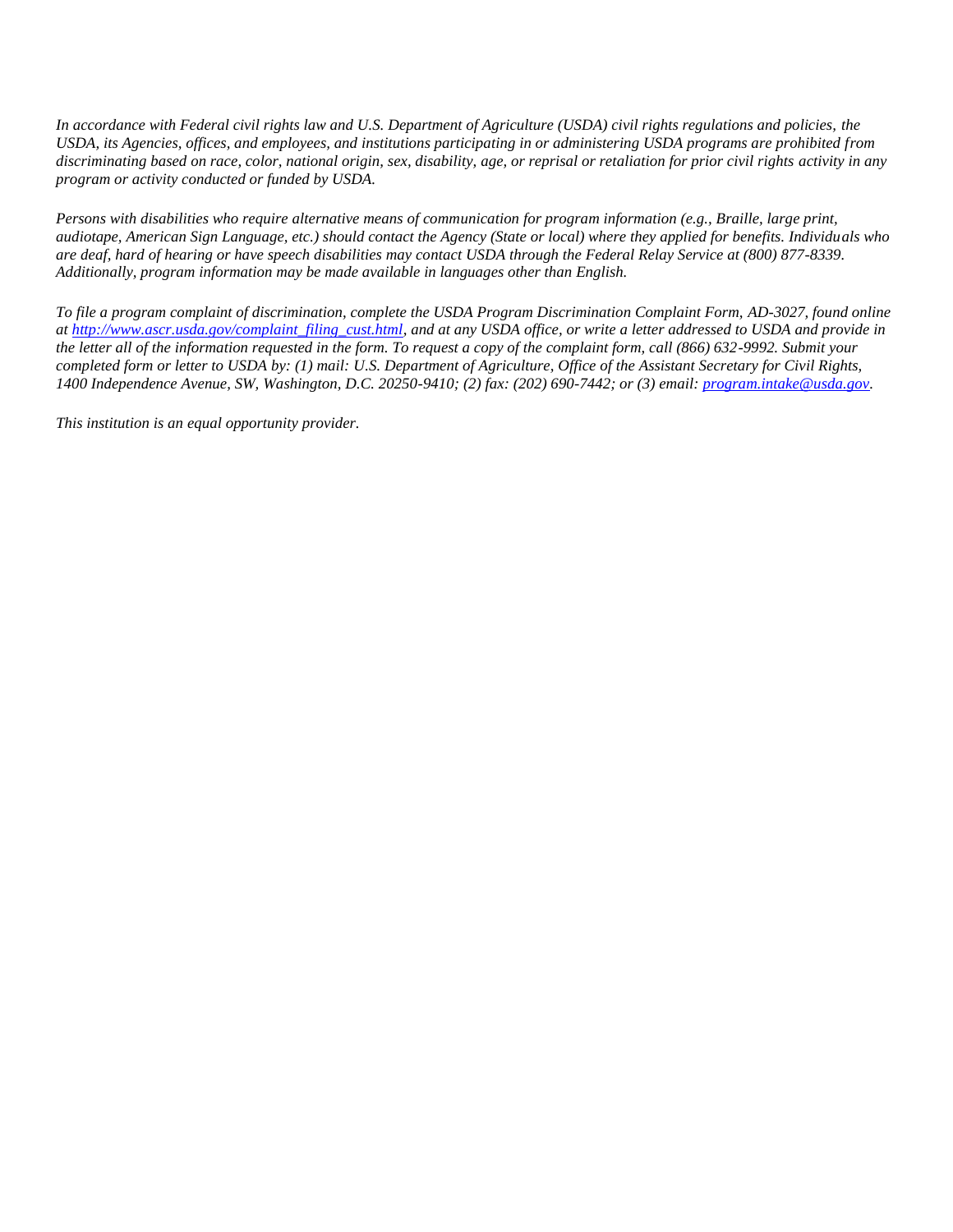*In accordance with Federal civil rights law and U.S. Department of Agriculture (USDA) civil rights regulations and policies, the USDA, its Agencies, offices, and employees, and institutions participating in or administering USDA programs are prohibited from discriminating based on race, color, national origin, sex, disability, age, or reprisal or retaliation for prior civil rights activity in any program or activity conducted or funded by USDA.*

*Persons with disabilities who require alternative means of communication for program information (e.g., Braille, large print, audiotape, American Sign Language, etc.) should contact the Agency (State or local) where they applied for benefits. Individuals who are deaf, hard of hearing or have speech disabilities may contact USDA through the Federal Relay Service at (800) 877-8339. Additionally, program information may be made available in languages other than English.*

*To file a program complaint of discrimination, complete the USDA Program Discrimination Complaint Form, AD-3027, found online at [http://www.ascr.usda.gov/complaint_filing_cust.html](http://www.ascr.usda.gov/complaint_filing_cust.html), and at any USDA office, or write a letter addressed to USDA and provide in the letter all of the information requested in the form. To request a copy of the complaint form, call (866) 632-9992. Submit your completed form or letter to USDA by: (1) mail: U.S. Department of Agriculture, Office of the Assistant Secretary for Civil Rights, 1400 Independence Avenue, SW, Washington, D.C. 20250-9410; (2) fax: (202) 690-7442; or (3) email: [program.intake@usda.gov](mailto:program.intake@usda.gov).*

*This institution is an equal opportunity provider.*